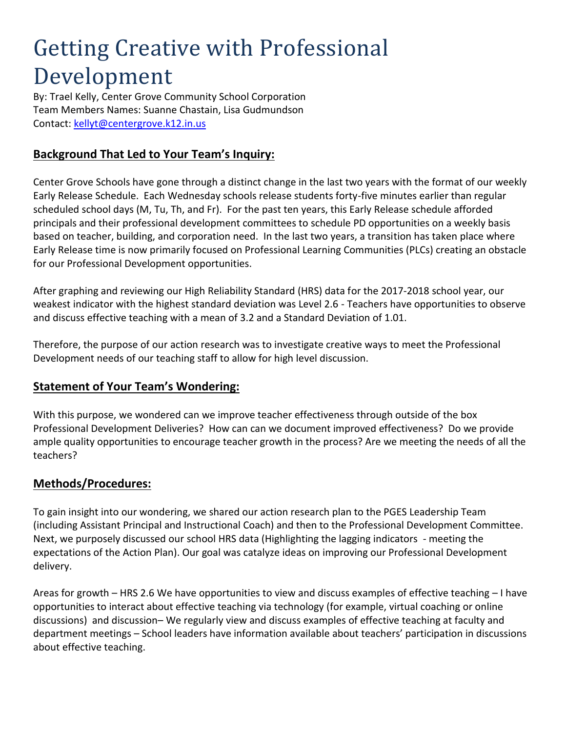# Getting Creative with Professional Development

By: Trael Kelly, Center Grove Community School Corporation
Team Members Names: Suanne Chastain, Lisa Gudmundson
Contact: kellyt@centergrove.k12.in.us

## Background That Led to Your Team's Inquiry:

Center Grove Schools have gone through a distinct change in the last two years with the format of our weekly Early Release Schedule. Each Wednesday schools release students forty-five minutes earlier than regular scheduled school days (M, Tu, Th, and Fr). For the past ten years, this Early Release schedule afforded principals and their professional development committees to schedule PD opportunities on a weekly basis based on teacher, building, and corporation need. In the last two years, a transition has taken place where Early Release time is now primarily focused on Professional Learning Communities (PLCs) creating an obstacle for our Professional Development opportunities.

After graphing and reviewing our High Reliability Standard (HRS) data for the 2017-2018 school year, our weakest indicator with the highest standard deviation was Level 2.6 - Teachers have opportunities to observe and discuss effective teaching with a mean of 3.2 and a Standard Deviation of 1.01.

Therefore, the purpose of our action research was to investigate creative ways to meet the Professional Development needs of our teaching staff to allow for high level discussion.

## Statement of Your Team's Wondering:

With this purpose, we wondered can we improve teacher effectiveness through outside of the box Professional Development Deliveries? How can can we document improved effectiveness? Do we provide ample quality opportunities to encourage teacher growth in the process? Are we meeting the needs of all the teachers?

## Methods/Procedures:

To gain insight into our wondering, we shared our action research plan to the PGES Leadership Team (including Assistant Principal and Instructional Coach) and then to the Professional Development Committee. Next, we purposely discussed our school HRS data (Highlighting the lagging indicators - meeting the expectations of the Action Plan). Our goal was catalyze ideas on improving our Professional Development delivery.

Areas for growth – HRS 2.6 We have opportunities to view and discuss examples of effective teaching – I have opportunities to interact about effective teaching via technology (for example, virtual coaching or online discussions) and discussion– We regularly view and discuss examples of effective teaching at faculty and department meetings – School leaders have information available about teachers' participation in discussions about effective teaching.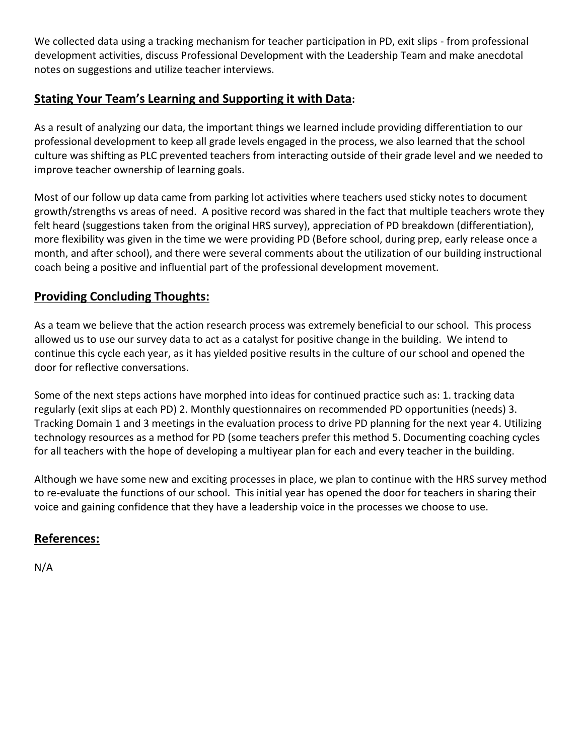We collected data using a tracking mechanism for teacher participation in PD, exit slips - from professional development activities, discuss Professional Development with the Leadership Team and make anecdotal notes on suggestions and utilize teacher interviews.

## Stating Your Team's Learning and Supporting it with Data:

As a result of analyzing our data, the important things we learned include providing differentiation to our professional development to keep all grade levels engaged in the process, we also learned that the school culture was shifting as PLC prevented teachers from interacting outside of their grade level and we needed to improve teacher ownership of learning goals.

Most of our follow up data came from parking lot activities where teachers used sticky notes to document growth/strengths vs areas of need. A positive record was shared in the fact that multiple teachers wrote they felt heard (suggestions taken from the original HRS survey), appreciation of PD breakdown (differentiation), more flexibility was given in the time we were providing PD (Before school, during prep, early release once a month, and after school), and there were several comments about the utilization of our building instructional coach being a positive and influential part of the professional development movement.

## Providing Concluding Thoughts:

As a team we believe that the action research process was extremely beneficial to our school. This process allowed us to use our survey data to act as a catalyst for positive change in the building. We intend to continue this cycle each year, as it has yielded positive results in the culture of our school and opened the door for reflective conversations.

Some of the next steps actions have morphed into ideas for continued practice such as: 1. tracking data regularly (exit slips at each PD) 2. Monthly questionnaires on recommended PD opportunities (needs) 3. Tracking Domain 1 and 3 meetings in the evaluation process to drive PD planning for the next year 4. Utilizing technology resources as a method for PD (some teachers prefer this method 5. Documenting coaching cycles for all teachers with the hope of developing a multiyear plan for each and every teacher in the building.

Although we have some new and exciting processes in place, we plan to continue with the HRS survey method to re-evaluate the functions of our school. This initial year has opened the door for teachers in sharing their voice and gaining confidence that they have a leadership voice in the processes we choose to use.

## References:

N/A